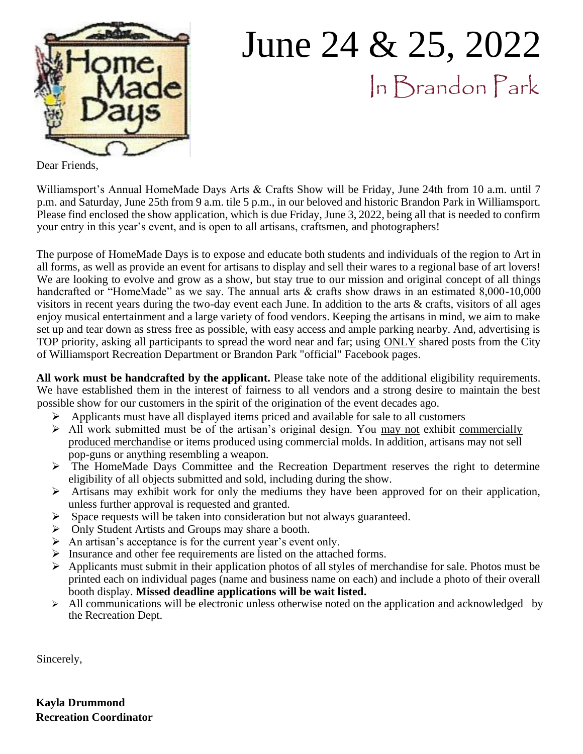# June 24 & 25, 2022

## In Brandon Park

Dear Friends,

Williamsport's Annual HomeMade Days Arts & Crafts Show will be Friday, June 24th from 10 a.m. until 7 p.m. and Saturday, June 25th from 9 a.m. tile 5 p.m., in our beloved and historic Brandon Park in Williamsport. Please find enclosed the show application, which is due Friday, June 3, 2022, being all that is needed to confirm your entry in this year's event, and is open to all artisans, craftsmen, and photographers!

The purpose of HomeMade Days is to expose and educate both students and individuals of the region to Art in all forms, as well as provide an event for artisans to display and sell their wares to a regional base of art lovers! We are looking to evolve and grow as a show, but stay true to our mission and original concept of all things handcrafted or "HomeMade" as we say. The annual arts & crafts show draws in an estimated 8,000-10,000 visitors in recent years during the two-day event each June. In addition to the arts & crafts, visitors of all ages enjoy musical entertainment and a large variety of food vendors. Keeping the artisans in mind, we aim to make set up and tear down as stress free as possible, with easy access and ample parking nearby. And, advertising is TOP priority, asking all participants to spread the word near and far; using ONLY shared posts from the City of Williamsport Recreation Department or Brandon Park "official" Facebook pages.

**All work must be handcrafted by the applicant.** Please take note of the additional eligibility requirements. We have established them in the interest of fairness to all vendors and a strong desire to maintain the best possible show for our customers in the spirit of the origination of the event decades ago.

- Applicants must have all displayed items priced and available for sale to all customers
- All work submitted must be of the artisan's original design. You may not exhibit commercially produced merchandise or items produced using commercial molds. In addition, artisans may not sell pop-guns or anything resembling a weapon.
- The HomeMade Days Committee and the Recreation Department reserves the right to determine eligibility of all objects submitted and sold, including during the show.
- Artisans may exhibit work for only the mediums they have been approved for on their application, unless further approval is requested and granted.
- Space requests will be taken into consideration but not always guaranteed.
- Only Student Artists and Groups may share a booth.
- An artisan's acceptance is for the current year's event only.
- Insurance and other fee requirements are listed on the attached forms.
- Applicants must submit in their application photos of all styles of merchandise for sale. Photos must be printed each on individual pages (name and business name on each) and include a photo of their overall booth display. **Missed deadline applications will be wait listed.**
- All communications will be electronic unless otherwise noted on the application and acknowledged by the Recreation Dept.

Sincerely,

**Kayla Drummond**
**Recreation Coordinator**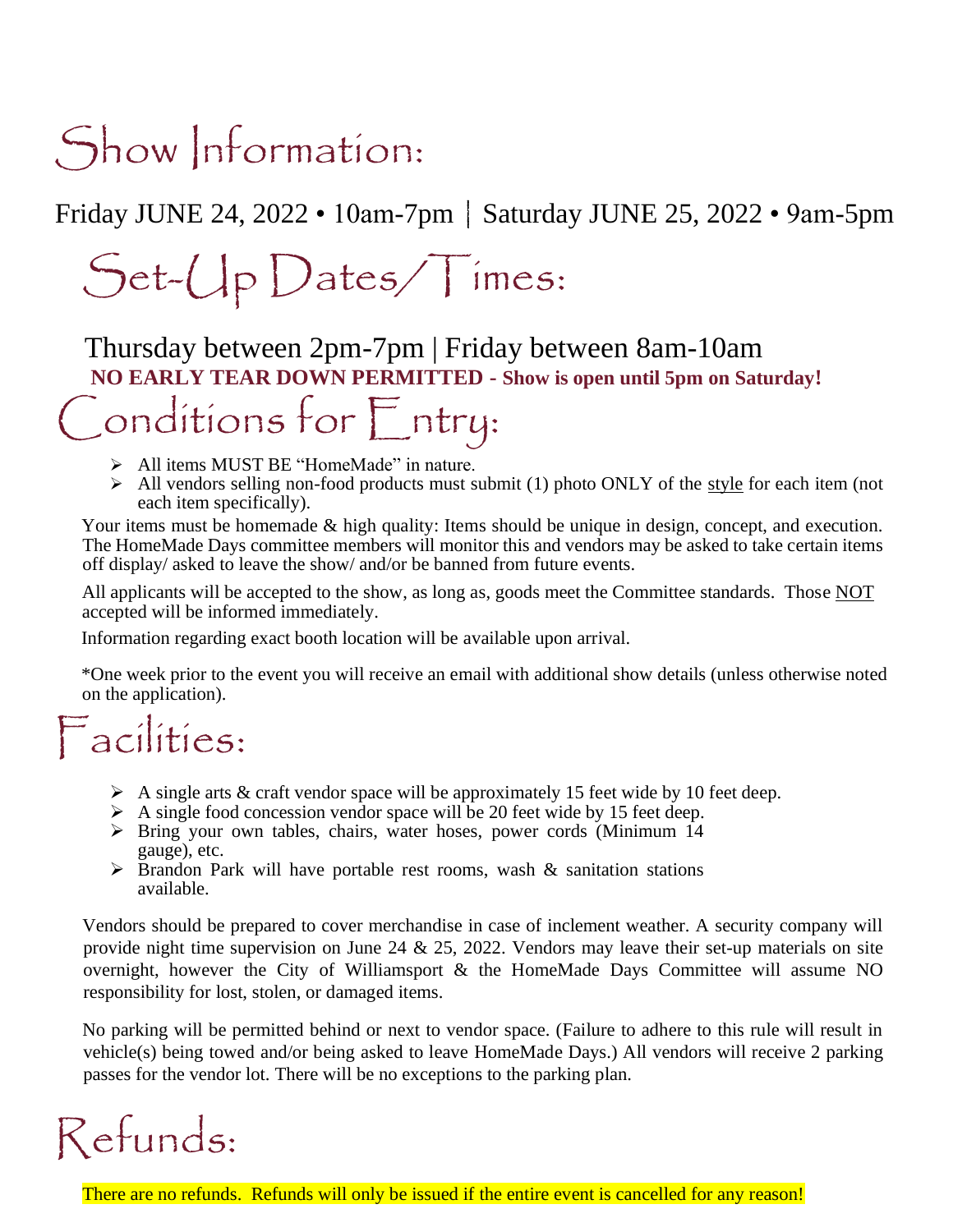# Show Information:

Friday JUNE 24, 2022 • 10am-7pm | Saturday JUNE 25, 2022 • 9am-5pm

# Set-Up Dates/Times:

Thursday between 2pm-7pm | Friday between 8am-10am

**NO EARLY TEAR DOWN PERMITTED - Show is open until 5pm on Saturday!**

# Conditions for Entry:

- All items MUST BE "HomeMade" in nature.
- All vendors selling non-food products must submit (1) photo ONLY of the style for each item (not each item specifically).

Your items must be homemade & high quality: Items should be unique in design, concept, and execution. The HomeMade Days committee members will monitor this and vendors may be asked to take certain items off display/ asked to leave the show/ and/or be banned from future events.

All applicants will be accepted to the show, as long as, goods meet the Committee standards. Those NOT accepted will be informed immediately.

Information regarding exact booth location will be available upon arrival.

*One week prior to the event you will receive an email with additional show details (unless otherwise noted on the application).

# Facilities:

- A single arts & craft vendor space will be approximately 15 feet wide by 10 feet deep.
- A single food concession vendor space will be 20 feet wide by 15 feet deep.
- Bring your own tables, chairs, water hoses, power cords (Minimum 14 gauge), etc.
- Brandon Park will have portable rest rooms, wash & sanitation stations available.

Vendors should be prepared to cover merchandise in case of inclement weather. A security company will provide night time supervision on June 24 & 25, 2022. Vendors may leave their set-up materials on site overnight, however the City of Williamsport & the HomeMade Days Committee will assume NO responsibility for lost, stolen, or damaged items.

No parking will be permitted behind or next to vendor space. (Failure to adhere to this rule will result in vehicle(s) being towed and/or being asked to leave HomeMade Days.) All vendors will receive 2 parking passes for the vendor lot. There will be no exceptions to the parking plan.

# Refunds:

There are no refunds. Refunds will only be issued if the entire event is cancelled for any reason!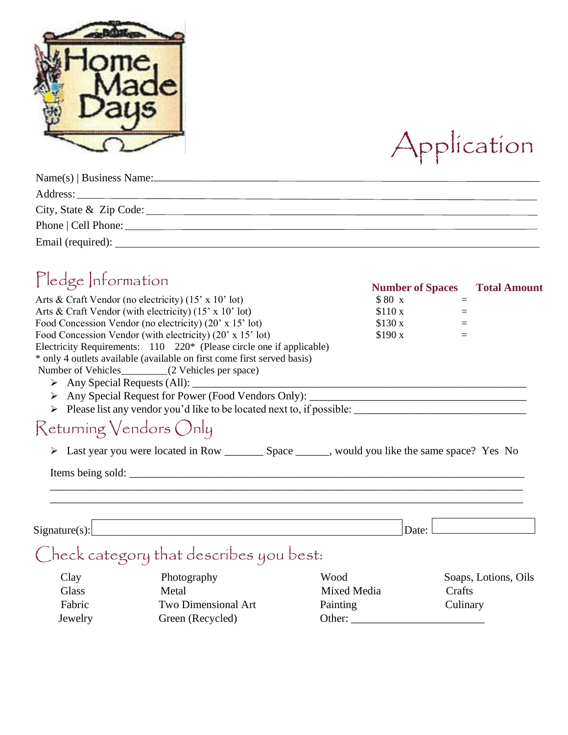Home Made Days

# Application

Name(s) | Business Name:\_\_\_\_\_\_\_\_\_\_\_\_\_\_\_\_\_\_\_\_\_\_\_\_\_\_\_\_\_\_\_\_\_\_\_\_\_\_\_\_

Address:\_\_\_\_\_\_\_\_\_\_\_\_\_\_\_\_\_\_\_\_\_\_\_\_\_\_\_\_\_\_\_\_\_\_\_\_\_\_\_\_\_\_\_\_\_\_\_\_

City, State & Zip Code:\_\_\_\_\_\_\_\_\_\_\_\_\_\_\_\_\_\_\_\_\_\_\_\_\_\_\_\_\_\_\_\_\_\_\_\_\_\_\_\_

Phone | Cell Phone:\_\_\_\_\_\_\_\_\_\_\_\_\_\_\_\_\_\_\_\_\_\_\_\_\_\_\_\_\_\_\_\_\_\_\_\_\_\_\_\_\_\_

Email (required): \_\_\_\_\_\_\_\_\_\_\_\_\_\_\_\_\_\_\_\_\_\_\_\_\_\_\_\_\_\_\_\_\_\_\_\_\_\_\_\_\_\_

## Pledge Information

| | Number of Spaces | | Total Amount |
|---|---|---|---|
| Arts & Craft Vendor (no electricity) (15' x 10' lot) | $ 80 x | = | |
| Arts & Craft Vendor (with electricity) (15' x 10' lot) | $110 x | = | |
| Food Concession Vendor (no electricity) (20' x 15' lot) | $130 x | = | |
| Food Concession Vendor (with electricity) (20' x 15' lot) | $190 x | = | |

Electricity Requirements: 110 220* (Please circle one if applicable)

\* only 4 outlets available (available on first come first served basis)

Number of Vehicles\_\_\_\_\_\_\_\_\_(2 Vehicles per space)

- Any Special Requests (All): \_\_\_\_\_\_\_\_\_\_\_\_\_\_\_\_\_\_\_\_\_\_\_\_\_\_\_\_\_\_\_\_\_\_\_\_
- Any Special Request for Power (Food Vendors Only): \_\_\_\_\_\_\_\_\_\_\_\_\_\_\_\_\_\_\_\_\_\_\_\_
- Please list any vendor you'd like to be located next to, if possible: \_\_\_\_\_\_\_\_\_\_\_\_\_\_\_\_\_\_\_\_

## Returning Vendors Only

- Last year you were located in Row \_\_\_\_\_\_\_ Space \_\_\_\_\_\_, would you like the same space? Yes No

Items being sold: \_\_\_\_\_\_\_\_\_\_\_\_\_\_\_\_\_\_\_\_\_\_\_\_\_\_\_\_\_\_\_\_\_\_\_\_\_\_\_\_\_\_\_\_\_\_\_\_

\_\_\_\_\_\_\_\_\_\_\_\_\_\_\_\_\_\_\_\_\_\_\_\_\_\_\_\_\_\_\_\_\_\_\_\_\_\_\_\_\_\_\_\_\_\_\_\_\_\_\_\_\_\_\_\_\_\_\_\_\_\_\_\_

\_\_\_\_\_\_\_\_\_\_\_\_\_\_\_\_\_\_\_\_\_\_\_\_\_\_\_\_\_\_\_\_\_\_\_\_\_\_\_\_\_\_\_\_\_\_\_\_\_\_\_\_\_\_\_\_\_\_\_\_\_\_\_\_

Signature(s): \_\_\_\_\_\_\_\_\_\_\_\_\_\_\_\_\_\_\_\_\_\_\_\_\_\_\_\_\_\_\_\_\_\_\_\_ Date: \_\_\_\_\_\_\_\_\_\_\_\_

## Check category that describes you best:

| | | | |
|---|---|---|---|
| Clay | Photography | Wood | Soaps, Lotions, Oils |
| Glass | Metal | Mixed Media | Crafts |
| Fabric | Two Dimensional Art | Painting | Culinary |
| Jewelry | Green (Recycled) | Other: \_\_\_\_\_\_\_\_\_\_\_\_\_\_\_\_\_\_\_\_\_\_ | |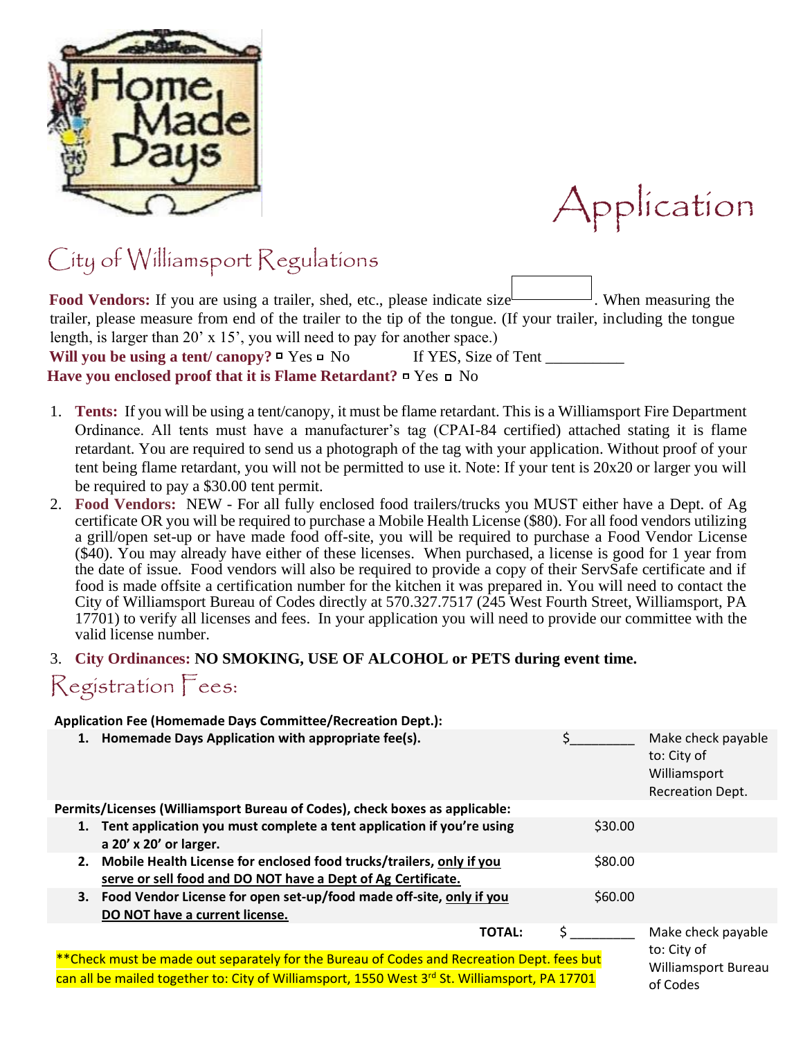Home Made Days

# Application

## City of Williamsport Regulations

**Food Vendors:** If you are using a trailer, shed, etc., please indicate size ________. When measuring the trailer, please measure from end of the trailer to the tip of the tongue. (If your trailer, including the tongue length, is larger than 20' x 15', you will need to pay for another space.)

**Will you be using a tent/ canopy?** ▫ Yes ▫ No    If YES, Size of Tent __________

**Have you enclosed proof that it is Flame Retardant?** ▫ Yes ▫ No

1. **Tents:** If you will be using a tent/canopy, it must be flame retardant. This is a Williamsport Fire Department Ordinance. All tents must have a manufacturer's tag (CPAI-84 certified) attached stating it is flame retardant. You are required to send us a photograph of the tag with your application. Without proof of your tent being flame retardant, you will not be permitted to use it. Note: If your tent is 20x20 or larger you will be required to pay a $30.00 tent permit.
2. **Food Vendors:** NEW - For all fully enclosed food trailers/trucks you MUST either have a Dept. of Ag certificate OR you will be required to purchase a Mobile Health License ($80). For all food vendors utilizing a grill/open set-up or have made food off-site, you will be required to purchase a Food Vendor License ($40). You may already have either of these licenses. When purchased, a license is good for 1 year from the date of issue. Food vendors will also be required to provide a copy of their ServSafe certificate and if food is made offsite a certification number for the kitchen it was prepared in. You will need to contact the City of Williamsport Bureau of Codes directly at 570.327.7517 (245 West Fourth Street, Williamsport, PA 17701) to verify all licenses and fees. In your application you will need to provide our committee with the valid license number.
3. **City Ordinances: NO SMOKING, USE OF ALCOHOL or PETS during event time.**

## Registration Fees:

| | | | |
|---|---|---|---|
| **Application Fee (Homemade Days Committee/Recreation Dept.):** | | | |
| **1. Homemade Days Application with appropriate fee(s).** | | $________ | Make check payable to: City of Williamsport Recreation Dept. |
| **Permits/Licenses (Williamsport Bureau of Codes), check boxes as applicable:** | | | |
| **1. Tent application you must complete a tent application if you're using a 20' x 20' or larger.** | | $30.00 | |
| **2. Mobile Health License for enclosed food trucks/trailers, <u>only if you serve or sell food and DO NOT have a Dept of Ag Certificate.</u>** | | $80.00 | |
| **3. Food Vendor License for open set-up/food made off-site, <u>only if you DO NOT have a current license.</u>** | | $60.00 | |
| | **TOTAL:** | $________ | Make check payable to: City of Williamsport Bureau of Codes |

**Check must be made out separately for the Bureau of Codes and Recreation Dept. fees but can all be mailed together to: City of Williamsport, 1550 West 3rd St. Williamsport, PA 17701